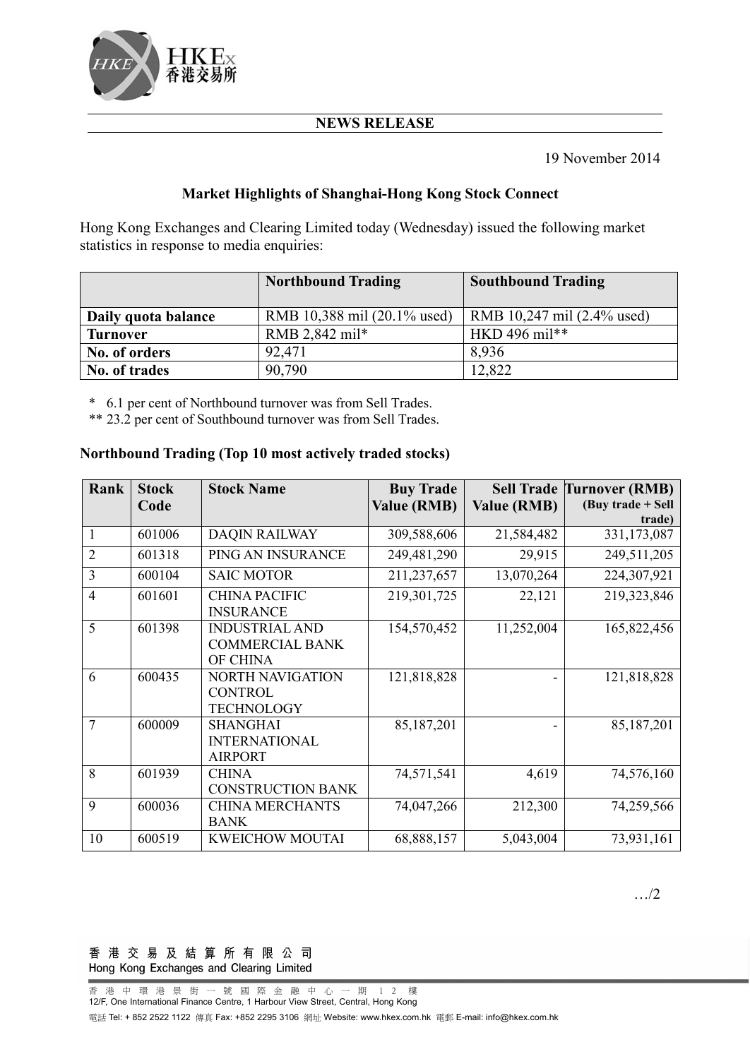**NEWS RELEASE**

19 November 2014

## Market Highlights of Shanghai-Hong Kong Stock Connect

Hong Kong Exchanges and Clearing Limited today (Wednesday) issued the following market statistics in response to media enquiries:

| | Northbound Trading | Southbound Trading |
|---|---|---|
| **Daily quota balance** | RMB 10,388 mil (20.1% used) | RMB 10,247 mil (2.4% used) |
| **Turnover** | RMB 2,842 mil* | HKD 496 mil** |
| **No. of orders** | 92,471 | 8,936 |
| **No. of trades** | 90,790 | 12,822 |

\* 6.1 per cent of Northbound turnover was from Sell Trades.

** 23.2 per cent of Southbound turnover was from Sell Trades.

### Northbound Trading (Top 10 most actively traded stocks)

| Rank | Stock Code | Stock Name | Buy Trade Value (RMB) | Sell Trade Value (RMB) | Turnover (RMB) (Buy trade + Sell trade) |
|---|---|---|---|---|---|
| 1 | 601006 | DAQIN RAILWAY | 309,588,606 | 21,584,482 | 331,173,087 |
| 2 | 601318 | PING AN INSURANCE | 249,481,290 | 29,915 | 249,511,205 |
| 3 | 600104 | SAIC MOTOR | 211,237,657 | 13,070,264 | 224,307,921 |
| 4 | 601601 | CHINA PACIFIC INSURANCE | 219,301,725 | 22,121 | 219,323,846 |
| 5 | 601398 | INDUSTRIAL AND COMMERCIAL BANK OF CHINA | 154,570,452 | 11,252,004 | 165,822,456 |
| 6 | 600435 | NORTH NAVIGATION CONTROL TECHNOLOGY | 121,818,828 | - | 121,818,828 |
| 7 | 600009 | SHANGHAI INTERNATIONAL AIRPORT | 85,187,201 | - | 85,187,201 |
| 8 | 601939 | CHINA CONSTRUCTION BANK | 74,571,541 | 4,619 | 74,576,160 |
| 9 | 600036 | CHINA MERCHANTS BANK | 74,047,266 | 212,300 | 74,259,566 |
| 10 | 600519 | KWEICHOW MOUTAI | 68,888,157 | 5,043,004 | 73,931,161 |

…/2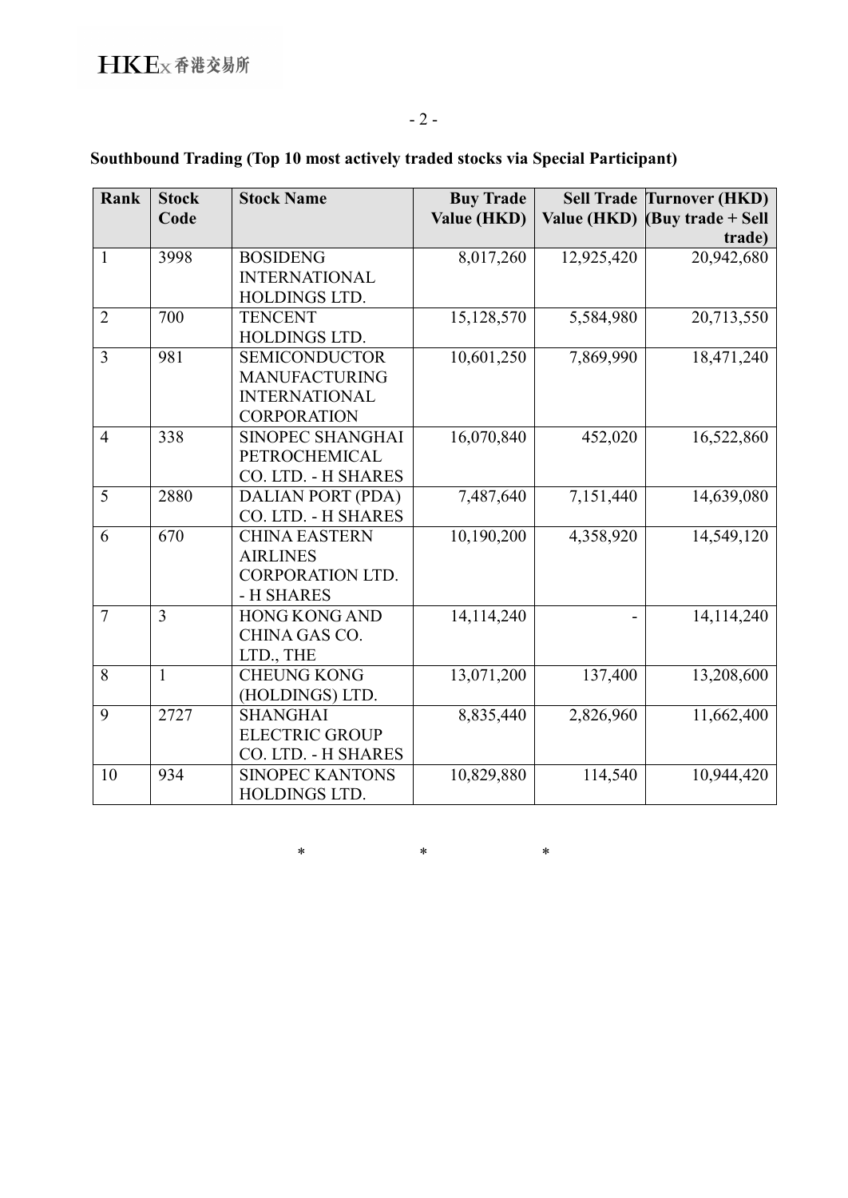**Southbound Trading (Top 10 most actively traded stocks via Special Participant)**

| Rank | Stock Code | Stock Name | Buy Trade Value (HKD) | Sell Trade Value (HKD) | Turnover (HKD) (Buy trade + Sell trade) |
|---|---|---|---|---|---|
| 1 | 3998 | BOSIDENG INTERNATIONAL HOLDINGS LTD. | 8,017,260 | 12,925,420 | 20,942,680 |
| 2 | 700 | TENCENT HOLDINGS LTD. | 15,128,570 | 5,584,980 | 20,713,550 |
| 3 | 981 | SEMICONDUCTOR MANUFACTURING INTERNATIONAL CORPORATION | 10,601,250 | 7,869,990 | 18,471,240 |
| 4 | 338 | SINOPEC SHANGHAI PETROCHEMICAL CO. LTD. - H SHARES | 16,070,840 | 452,020 | 16,522,860 |
| 5 | 2880 | DALIAN PORT (PDA) CO. LTD. - H SHARES | 7,487,640 | 7,151,440 | 14,639,080 |
| 6 | 670 | CHINA EASTERN AIRLINES CORPORATION LTD. - H SHARES | 10,190,200 | 4,358,920 | 14,549,120 |
| 7 | 3 | HONG KONG AND CHINA GAS CO. LTD., THE | 14,114,240 | - | 14,114,240 |
| 8 | 1 | CHEUNG KONG (HOLDINGS) LTD. | 13,071,200 | 137,400 | 13,208,600 |
| 9 | 2727 | SHANGHAI ELECTRIC GROUP CO. LTD. - H SHARES | 8,835,440 | 2,826,960 | 11,662,400 |
| 10 | 934 | SINOPEC KANTONS HOLDINGS LTD. | 10,829,880 | 114,540 | 10,944,420 |

\* \* \*